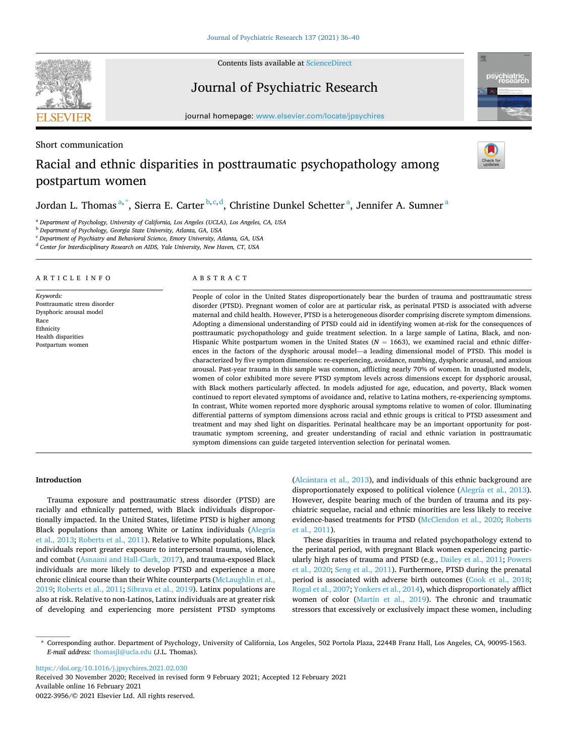Short communication

# Racial and ethnic disparities in posttraumatic psychopathology among postpartum women

Jordan L. Thomas [a,*], Sierra E. Carter [b,c,d], Christine Dunkel Schetter [a], Jennifer A. Sumner [a]

[a] Department of Psychology, University of California, Los Angeles (UCLA), Los Angeles, CA, USA
[b] Department of Psychology, Georgia State University, Atlanta, GA, USA
[c] Department of Psychiatry and Behavioral Science, Emory University, Atlanta, GA, USA
[d] Center for Interdisciplinary Research on AIDS, Yale University, New Haven, CT, USA

## ARTICLE INFO

*Keywords:*
Posttraumatic stress disorder
Dysphoric arousal model
Race
Ethnicity
Health disparities
Postpartum women

## ABSTRACT

People of color in the United States disproportionately bear the burden of trauma and posttraumatic stress disorder (PTSD). Pregnant women of color are at particular risk, as perinatal PTSD is associated with adverse maternal and child health. However, PTSD is a heterogeneous disorder comprising discrete symptom dimensions. Adopting a dimensional understanding of PTSD could aid in identifying women at-risk for the consequences of posttraumatic psychopathology and guide treatment selection. In a large sample of Latina, Black, and non-Hispanic White postpartum women in the United States ($N = 1663$), we examined racial and ethnic differences in the factors of the dysphoric arousal model—a leading dimensional model of PTSD. This model is characterized by five symptom dimensions: re-experiencing, avoidance, numbing, dysphoric arousal, and anxious arousal. Past-year trauma in this sample was common, afflicting nearly 70% of women. In unadjusted models, women of color exhibited more severe PTSD symptom levels across dimensions except for dysphoric arousal, with Black mothers particularly affected. In models adjusted for age, education, and poverty, Black women continued to report elevated symptoms of avoidance and, relative to Latina mothers, re-experiencing symptoms. In contrast, White women reported more dysphoric arousal symptoms relative to women of color. Illuminating differential patterns of symptom dimensions across racial and ethnic groups is critical to PTSD assessment and treatment and may shed light on disparities. Perinatal healthcare may be an important opportunity for posttraumatic symptom screening, and greater understanding of racial and ethnic variation in posttraumatic symptom dimensions can guide targeted intervention selection for perinatal women.

## Introduction

Trauma exposure and posttraumatic stress disorder (PTSD) are racially and ethnically patterned, with Black individuals disproportionally impacted. In the United States, lifetime PTSD is higher among Black populations than among White or Latinx individuals (Alegría et al., 2013; Roberts et al., 2011). Relative to White populations, Black individuals report greater exposure to interpersonal trauma, violence, and combat (Asnaani and Hall-Clark, 2017), and trauma-exposed Black individuals are more likely to develop PTSD and experience a more chronic clinical course than their White counterparts (McLaughlin et al., 2019; Roberts et al., 2011; Sibrava et al., 2019). Latinx populations are also at risk. Relative to non-Latinos, Latinx individuals are at greater risk of developing and experiencing more persistent PTSD symptoms (Alcántara et al., 2013), and individuals of this ethnic background are disproportionately exposed to political violence (Alegría et al., 2013). However, despite bearing much of the burden of trauma and its psychiatric sequelae, racial and ethnic minorities are less likely to receive evidence-based treatments for PTSD (McClendon et al., 2020; Roberts et al., 2011).

These disparities in trauma and related psychopathology extend to the perinatal period, with pregnant Black women experiencing particularly high rates of trauma and PTSD (e.g., Dailey et al., 2011; Powers et al., 2020; Seng et al., 2011). Furthermore, PTSD during the prenatal period is associated with adverse birth outcomes (Cook et al., 2018; Rogal et al., 2007; Yonkers et al., 2014), which disproportionately afflict women of color (Martin et al., 2019). The chronic and traumatic stressors that excessively or exclusively impact these women, including

* Corresponding author. Department of Psychology, University of California, Los Angeles, 502 Portola Plaza, 2244B Franz Hall, Los Angeles, CA, 90095-1563.
*E-mail address:* thomasjl@ucla.edu (J.L. Thomas).

https://doi.org/10.1016/j.jpsychires.2021.02.030
Received 30 November 2020; Received in revised form 9 February 2021; Accepted 12 February 2021
Available online 16 February 2021
0022-3956/© 2021 Elsevier Ltd. All rights reserved.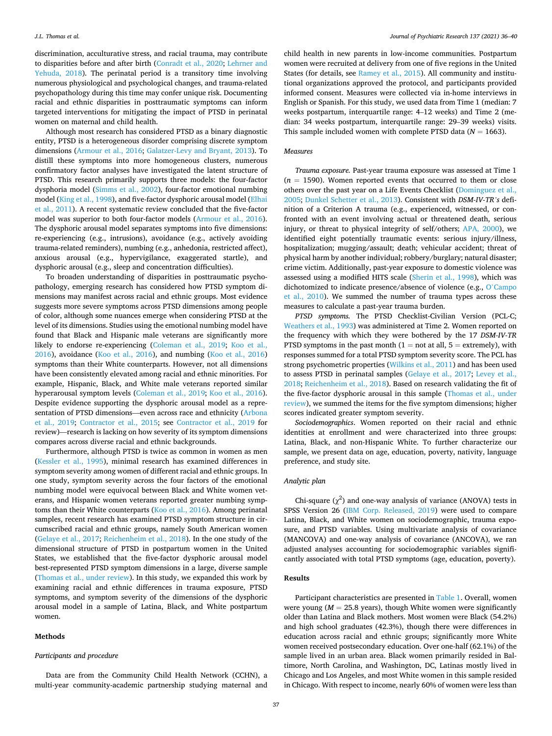discrimination, acculturative stress, and racial trauma, may contribute to disparities before and after birth (Conradt et al., 2020; Lehrner and Yehuda, 2018). The perinatal period is a transitory time involving numerous physiological and psychological changes, and trauma-related psychopathology during this time may confer unique risk. Documenting racial and ethnic disparities in posttraumatic symptoms can inform targeted interventions for mitigating the impact of PTSD in perinatal women on maternal and child health.

Although most research has considered PTSD as a binary diagnostic entity, PTSD is a heterogeneous disorder comprising discrete symptom dimensions (Armour et al., 2016; Galatzer-Levy and Bryant, 2013). To distill these symptoms into more homogeneous clusters, numerous confirmatory factor analyses have investigated the latent structure of PTSD. This research primarily supports three models: the four-factor dysphoria model (Simms et al., 2002), four-factor emotional numbing model (King et al., 1998), and five-factor dysphoric arousal model (Elhai et al., 2011). A recent systematic review concluded that the five-factor model was superior to both four-factor models (Armour et al., 2016). The dysphoric arousal model separates symptoms into five dimensions: re-experiencing (e.g., intrusions), avoidance (e.g., actively avoiding trauma-related reminders), numbing (e.g., anhedonia, restricted affect), anxious arousal (e.g., hypervigilance, exaggerated startle), and dysphoric arousal (e.g., sleep and concentration difficulties).

To broaden understanding of disparities in posttraumatic psychopathology, emerging research has considered how PTSD symptom dimensions may manifest across racial and ethnic groups. Most evidence suggests more severe symptoms across PTSD dimensions among people of color, although some nuances emerge when considering PTSD at the level of its dimensions. Studies using the emotional numbing model have found that Black and Hispanic male veterans are significantly more likely to endorse re-experiencing (Coleman et al., 2019; Koo et al., 2016), avoidance (Koo et al., 2016), and numbing (Koo et al., 2016) symptoms than their White counterparts. However, not all dimensions have been consistently elevated among racial and ethnic minorities. For example, Hispanic, Black, and White male veterans reported similar hyperarousal symptom levels (Coleman et al., 2019; Koo et al., 2016). Despite evidence supporting the dysphoric arousal model as a representation of PTSD dimensions—even across race and ethnicity (Arbona et al., 2019; Contractor et al., 2015; see Contractor et al., 2019 for review)—research is lacking on how severity of its symptom dimensions compares across diverse racial and ethnic backgrounds.

Furthermore, although PTSD is twice as common in women as men (Kessler et al., 1995), minimal research has examined differences in symptom severity among women of different racial and ethnic groups. In one study, symptom severity across the four factors of the emotional numbing model were equivocal between Black and White women veterans, and Hispanic women veterans reported greater numbing symptoms than their White counterparts (Koo et al., 2016). Among perinatal samples, recent research has examined PTSD symptom structure in circumscribed racial and ethnic groups, namely South American women (Gelaye et al., 2017; Reichenheim et al., 2018). In the one study of the dimensional structure of PTSD in postpartum women in the United States, we established that the five-factor dysphoric arousal model best-represented PTSD symptom dimensions in a large, diverse sample (Thomas et al., under review). In this study, we expanded this work by examining racial and ethnic differences in trauma exposure, PTSD symptoms, and symptom severity of the dimensions of the dysphoric arousal model in a sample of Latina, Black, and White postpartum women.

## Methods

### Participants and procedure

Data are from the Community Child Health Network (CCHN), a multi-year community-academic partnership studying maternal and child health in new parents in low-income communities. Postpartum women were recruited at delivery from one of five regions in the United States (for details, see Ramey et al., 2015). All community and institutional organizations approved the protocol, and participants provided informed consent. Measures were collected via in-home interviews in English or Spanish. For this study, we used data from Time 1 (median: 7 weeks postpartum, interquartile range: 4–12 weeks) and Time 2 (median: 34 weeks postpartum, interquartile range: 29–39 weeks) visits. This sample included women with complete PTSD data ($N = 1663$).

### Measures

*Trauma exposure.* Past-year trauma exposure was assessed at Time 1 ($n = 1590$). Women reported events that occurred to them or close others over the past year on a Life Events Checklist (Dominguez et al., 2005; Dunkel Schetter et al., 2013). Consistent with *DSM-IV-TR's* definition of a Criterion A trauma (e.g., experienced, witnessed, or confronted with an event involving actual or threatened death, serious injury, or threat to physical integrity of self/others; APA, 2000), we identified eight potentially traumatic events: serious injury/illness, hospitalization; mugging/assault; death; vehicular accident; threat of physical harm by another individual; robbery/burglary; natural disaster; crime victim. Additionally, past-year exposure to domestic violence was assessed using a modified HITS scale (Sherin et al., 1998), which was dichotomized to indicate presence/absence of violence (e.g., O'Campo et al., 2010). We summed the number of trauma types across these measures to calculate a past-year trauma burden.

*PTSD symptoms.* The PTSD Checklist-Civilian Version (PCL-C; Weathers et al., 1993) was administered at Time 2. Women reported on the frequency with which they were bothered by the 17 *DSM-IV-TR* PTSD symptoms in the past month (1 = not at all, 5 = extremely), with responses summed for a total PTSD symptom severity score. The PCL has strong psychometric properties (Wilkins et al., 2011) and has been used to assess PTSD in perinatal samples (Gelaye et al., 2017; Levey et al., 2018; Reichenheim et al., 2018). Based on research validating the fit of the five-factor dysphoric arousal in this sample (Thomas et al., under review), we summed the items for the five symptom dimensions; higher scores indicated greater symptom severity.

*Sociodemographics*. Women reported on their racial and ethnic identities at enrollment and were characterized into three groups: Latina, Black, and non-Hispanic White. To further characterize our sample, we present data on age, education, poverty, nativity, language preference, and study site.

### Analytic plan

Chi-square ($\chi^2$) and one-way analysis of variance (ANOVA) tests in SPSS Version 26 (IBM Corp. Released, 2019) were used to compare Latina, Black, and White women on sociodemographic, trauma exposure, and PTSD variables. Using multivariate analysis of covariance (MANCOVA) and one-way analysis of covariance (ANCOVA), we ran adjusted analyses accounting for sociodemographic variables significantly associated with total PTSD symptoms (age, education, poverty).

## Results

Participant characteristics are presented in Table 1. Overall, women were young ($M = 25.8$ years), though White women were significantly older than Latina and Black mothers. Most women were Black (54.2%) and high school graduates (42.3%), though there were differences in education across racial and ethnic groups; significantly more White women received postsecondary education. Over one-half (62.1%) of the sample lived in an urban area. Black women primarily resided in Baltimore, North Carolina, and Washington, DC, Latinas mostly lived in Chicago and Los Angeles, and most White women in this sample resided in Chicago. With respect to income, nearly 60% of women were less than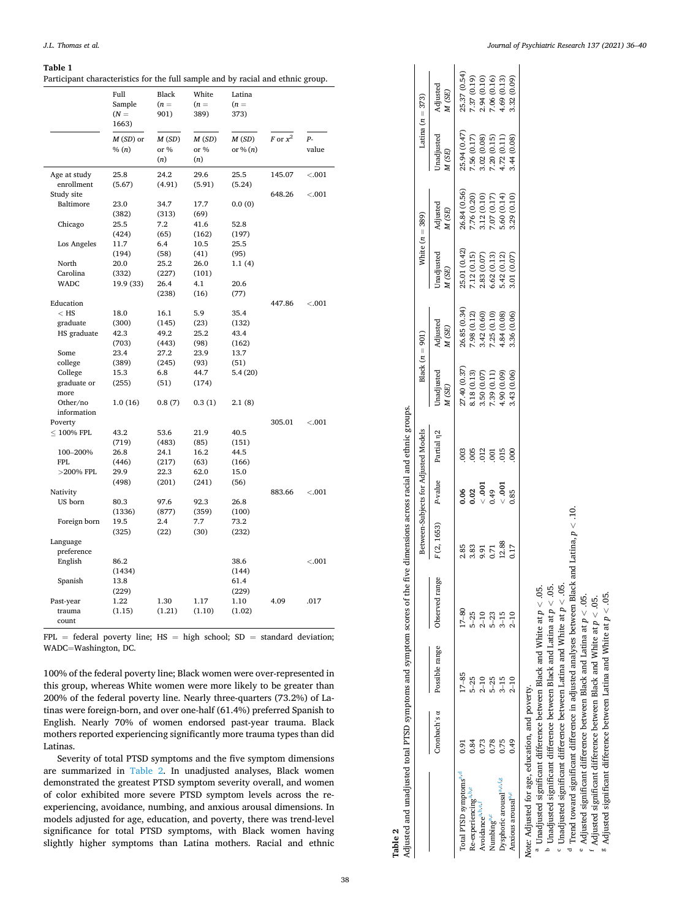**Table 1**
Participant characteristics for the full sample and by racial and ethnic group.

| | Full Sample (N = 1663) | Black (n = 901) | White (n = 389) | Latina (n = 373) | | |
|---|---|---|---|---|---|---|
| | M (SD) or % (n) | M (SD) or % (n) | M (SD) or % (n) | M (SD) or % (n) | F or $x^2$ | P-value |
| Age at study enrollment | 25.8 (5.67) | 24.2 (4.91) | 29.6 (5.91) | 25.5 (5.24) | 145.07 | <.001 |
| Study site | | | | | 648.26 | <.001 |
| Baltimore | 23.0 (382) | 34.7 (313) | 17.7 (69) | 0.0 (0) | | |
| Chicago | 25.5 (424) | 7.2 (65) | 41.6 (162) | 52.8 (197) | | |
| Los Angeles | 11.7 (194) | 6.4 (58) | 10.5 (41) | 25.5 (95) | | |
| North Carolina | 20.0 (332) | 25.2 (227) | 26.0 (101) | 1.1 (4) | | |
| WADC | 19.9 (33) | 26.4 (238) | 4.1 (16) | 20.6 (77) | | |
| Education | | | | | 447.86 | <.001 |
| < HS graduate | 18.0 (300) | 16.1 (145) | 5.9 (23) | 35.4 (132) | | |
| HS graduate | 42.3 (703) | 49.2 (443) | 25.2 (98) | 43.4 (162) | | |
| Some college | 23.4 (389) | 27.2 (245) | 23.9 (93) | 13.7 (51) | | |
| College graduate or more | 15.3 (255) | 6.8 (51) | 44.7 (174) | 5.4 (20) | | |
| Other/no information | 1.0 (16) | 0.8 (7) | 0.3 (1) | 2.1 (8) | | |
| Poverty | | | | | 305.01 | <.001 |
| ≤ 100% FPL | 43.2 (719) | 53.6 (483) | 21.9 (85) | 40.5 (151) | | |
| 100–200% FPL | 26.8 (446) | 24.1 (217) | 16.2 (63) | 44.5 (166) | | |
| >200% FPL | 29.9 (498) | 22.3 (201) | 62.0 (241) | 15.0 (56) | | |
| Nativity | | | | | 883.66 | <.001 |
| US born | 80.3 (1336) | 97.6 (877) | 92.3 (359) | 26.8 (100) | | |
| Foreign born | 19.5 (325) | 2.4 (22) | 7.7 (30) | 73.2 (232) | | |
| Language preference | | | | | | |
| English | 86.2 (1434) | | | 38.6 (144) | | <.001 |
| Spanish | 13.8 (229) | | | 61.4 (229) | | |
| Past-year trauma count | 1.22 (1.15) | 1.30 (1.21) | 1.17 (1.10) | 1.10 (1.02) | 4.09 | .017 |

FPL = federal poverty line; HS = high school; SD = standard deviation; WADC=Washington, DC.

100% of the federal poverty line; Black women were over-represented in this group, whereas White women were more likely to be greater than 200% of the federal poverty line. Nearly three-quarters (73.2%) of Latinas were foreign-born, and over one-half (61.4%) preferred Spanish to English. Nearly 70% of women endorsed past-year trauma. Black mothers reported experiencing significantly more trauma types than did Latinas.

Severity of total PTSD symptoms and the five symptom dimensions are summarized in Table 2. In unadjusted analyses, Black women demonstrated the greatest PTSD symptom severity overall, and women of color exhibited more severe PTSD symptom levels across the re-experiencing, avoidance, numbing, and anxious arousal dimensions. In models adjusted for age, education, and poverty, there was trend-level significance for total PTSD symptoms, with Black women having slightly higher symptoms than Latina mothers. Racial and ethnic

**Table 2**
Adjusted and unadjusted total PTSD symptoms and symptom scores of the five dimensions across racial and ethnic groups.

| | Cronbach's α | Possible range | Observed range | Between-Subjects for Adjusted Models | | | Black (n = 901) | | White (n = 389) | | Latina (n = 373) | |
|---|---|---|---|---|---|---|---|---|---|---|---|---|
| | | | | F (2, 1653) | P-value | Partial η2 | Unadjusted M (SE) | Adjusted M (SE) | Unadjusted M (SE) | Adjusted M (SE) | Unadjusted M (SE) | Adjusted M (SE) |
| Total PTSD symptoms[a,d] | 0.91 | 17–85 | 17–80 | 2.85 | **0.06** | .003 | 27.40 (0.37) | 26.85 (0.34) | 25.01 (0.42) | 26.84 (0.56) | 25.94 (0.47) | 25.37 (0.54) |
| Re-experiencing[a,b,e] | 0.84 | 5–25 | 5–25 | 3.83 | **0.02** | .005 | 8.18 (0.13) | 7.98 (0.12) | 7.12 (0.15) | 7.76 (0.20) | 7.56 (0.17) | 7.37 (0.19) |
| Avoidance[a,b,c,f] | 0.73 | 2–10 | 2–10 | 9.91 | **< .001** | .012 | 3.50 (0.07) | 3.42 (0.60) | 2.83 (0.07) | 3.12 (0.10) | 3.02 (0.08) | 2.94 (0.10) |
| Numbing[a,c] | 0.78 | 5–25 | 5–23 | 0.71 | 0.49 | .001 | 7.39 (0.11) | 7.25 (0.10) | 6.62 (0.13) | 7.07 (0.17) | 7.20 (0.15) | 7.06 (0.16) |
| Dysphoric arousal[b,c,f,g] | 0.75 | 3–15 | 3–15 | 12.88 | **< .001** | .015 | 4.90 (0.09) | 4.84 (0.08) | 5.42 (0.12) | 5.60 (0.14) | 4.72 (0.11) | 4.69 (0.13) |
| Anxious arousal[a,c] | 0.49 | 2–10 | 2–10 | 0.17 | 0.85 | .000 | 3.43 (0.06) | 3.36 (0.06) | 3.01 (0.07) | 3.29 (0.10) | 3.44 (0.08) | 3.32 (0.09) |

*Note*: Adjusted for age, education, and poverty.
[a] Unadjusted significant difference between Black and White at $p < .05$.
[b] Unadjusted significant difference between Black and Latina at $p < .05$.
[c] Unadjusted significant difference between Latina and White at $p < .05$.
[d] Trend toward significant difference in adjusted analyses between Black and Latina, $p < .10$.
[e] Adjusted significant difference between Black and Latina at $p < .05$.
[f] Adjusted significant difference between Black and White at $p < .05$.
[g] Adjusted significant difference between Latina and White at $p < .05$.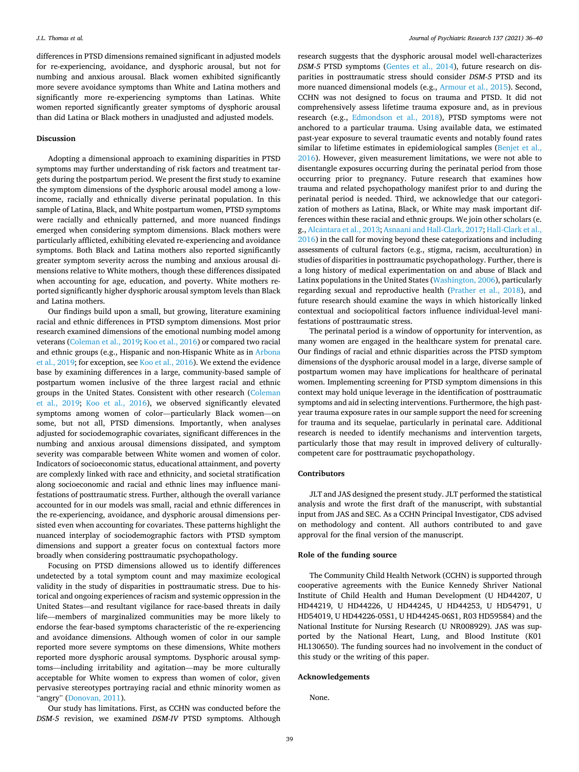differences in PTSD dimensions remained significant in adjusted models for re-experiencing, avoidance, and dysphoric arousal, but not for numbing and anxious arousal. Black women exhibited significantly more severe avoidance symptoms than White and Latina mothers and significantly more re-experiencing symptoms than Latinas. White women reported significantly greater symptoms of dysphoric arousal than did Latina or Black mothers in unadjusted and adjusted models.

## Discussion

Adopting a dimensional approach to examining disparities in PTSD symptoms may further understanding of risk factors and treatment targets during the postpartum period. We present the first study to examine the symptom dimensions of the dysphoric arousal model among a low-income, racially and ethnically diverse perinatal population. In this sample of Latina, Black, and White postpartum women, PTSD symptoms were racially and ethnically patterned, and more nuanced findings emerged when considering symptom dimensions. Black mothers were particularly afflicted, exhibiting elevated re-experiencing and avoidance symptoms. Both Black and Latina mothers also reported significantly greater symptom severity across the numbing and anxious arousal dimensions relative to White mothers, though these differences dissipated when accounting for age, education, and poverty. White mothers reported significantly higher dysphoric arousal symptom levels than Black and Latina mothers.

Our findings build upon a small, but growing, literature examining racial and ethnic differences in PTSD symptom dimensions. Most prior research examined dimensions of the emotional numbing model among veterans (Coleman et al., 2019; Koo et al., 2016) or compared two racial and ethnic groups (e.g., Hispanic and non-Hispanic White as in Arbona et al., 2019; for exception, see Koo et al., 2016). We extend the evidence base by examining differences in a large, community-based sample of postpartum women inclusive of the three largest racial and ethnic groups in the United States. Consistent with other research (Coleman et al., 2019; Koo et al., 2016), we observed significantly elevated symptoms among women of color—particularly Black women—on some, but not all, PTSD dimensions. Importantly, when analyses adjusted for sociodemographic covariates, significant differences in the numbing and anxious arousal dimensions dissipated, and symptom severity was comparable between White women and women of color. Indicators of socioeconomic status, educational attainment, and poverty are complexly linked with race and ethnicity, and societal stratification along socioeconomic and racial and ethnic lines may influence manifestations of posttraumatic stress. Further, although the overall variance accounted for in our models was small, racial and ethnic differences in the re-experiencing, avoidance, and dysphoric arousal dimensions persisted even when accounting for covariates. These patterns highlight the nuanced interplay of sociodemographic factors with PTSD symptom dimensions and support a greater focus on contextual factors more broadly when considering posttraumatic psychopathology.

Focusing on PTSD dimensions allowed us to identify differences undetected by a total symptom count and may maximize ecological validity in the study of disparities in posttraumatic stress. Due to historical and ongoing experiences of racism and systemic oppression in the United States—and resultant vigilance for race-based threats in daily life—members of marginalized communities may be more likely to endorse the fear-based symptoms characteristic of the re-experiencing and avoidance dimensions. Although women of color in our sample reported more severe symptoms on these dimensions, White mothers reported more dysphoric arousal symptoms. Dysphoric arousal symptoms—including irritability and agitation—may be more culturally acceptable for White women to express than women of color, given pervasive stereotypes portraying racial and ethnic minority women as "angry" (Donovan, 2011).

Our study has limitations. First, as CCHN was conducted before the *DSM-5* revision, we examined *DSM-IV* PTSD symptoms. Although research suggests that the dysphoric arousal model well-characterizes *DSM-5* PTSD symptoms (Gentes et al., 2014), future research on disparities in posttraumatic stress should consider *DSM-5* PTSD and its more nuanced dimensional models (e.g., Armour et al., 2015). Second, CCHN was not designed to focus on trauma and PTSD. It did not comprehensively assess lifetime trauma exposure and, as in previous research (e.g., Edmondson et al., 2018), PTSD symptoms were not anchored to a particular trauma. Using available data, we estimated past-year exposure to several traumatic events and notably found rates similar to lifetime estimates in epidemiological samples (Benjet et al., 2016). However, given measurement limitations, we were not able to disentangle exposures occurring during the perinatal period from those occurring prior to pregnancy. Future research that examines how trauma and related psychopathology manifest prior to and during the perinatal period is needed. Third, we acknowledge that our categorization of mothers as Latina, Black, or White may mask important differences within these racial and ethnic groups. We join other scholars (e.g., Alcántara et al., 2013; Asnaani and Hall-Clark, 2017; Hall-Clark et al., 2016) in the call for moving beyond these categorizations and including assessments of cultural factors (e.g., stigma, racism, acculturation) in studies of disparities in posttraumatic psychopathology. Further, there is a long history of medical experimentation on and abuse of Black and Latinx populations in the United States (Washington, 2006), particularly regarding sexual and reproductive health (Prather et al., 2018), and future research should examine the ways in which historically linked contextual and sociopolitical factors influence individual-level manifestations of posttraumatic stress.

The perinatal period is a window of opportunity for intervention, as many women are engaged in the healthcare system for prenatal care. Our findings of racial and ethnic disparities across the PTSD symptom dimensions of the dysphoric arousal model in a large, diverse sample of postpartum women may have implications for healthcare of perinatal women. Implementing screening for PTSD symptom dimensions in this context may hold unique leverage in the identification of posttraumatic symptoms and aid in selecting interventions. Furthermore, the high past-year trauma exposure rates in our sample support the need for screening for trauma and its sequelae, particularly in perinatal care. Additional research is needed to identify mechanisms and intervention targets, particularly those that may result in improved delivery of culturally-competent care for posttraumatic psychopathology.

## Contributors

JLT and JAS designed the present study. JLT performed the statistical analysis and wrote the first draft of the manuscript, with substantial input from JAS and SEC. As a CCHN Principal Investigator, CDS advised on methodology and content. All authors contributed to and gave approval for the final version of the manuscript.

## Role of the funding source

The Community Child Health Network (CCHN) is supported through cooperative agreements with the Eunice Kennedy Shriver National Institute of Child Health and Human Development (U HD44207, U HD44219, U HD44226, U HD44245, U HD44253, U HD54791, U HD54019, U HD44226-05S1, U HD44245-06S1, R03 HD59584) and the National Institute for Nursing Research (U NR008929). JAS was supported by the National Heart, Lung, and Blood Institute (K01 HL130650). The funding sources had no involvement in the conduct of this study or the writing of this paper.

## Acknowledgements

None.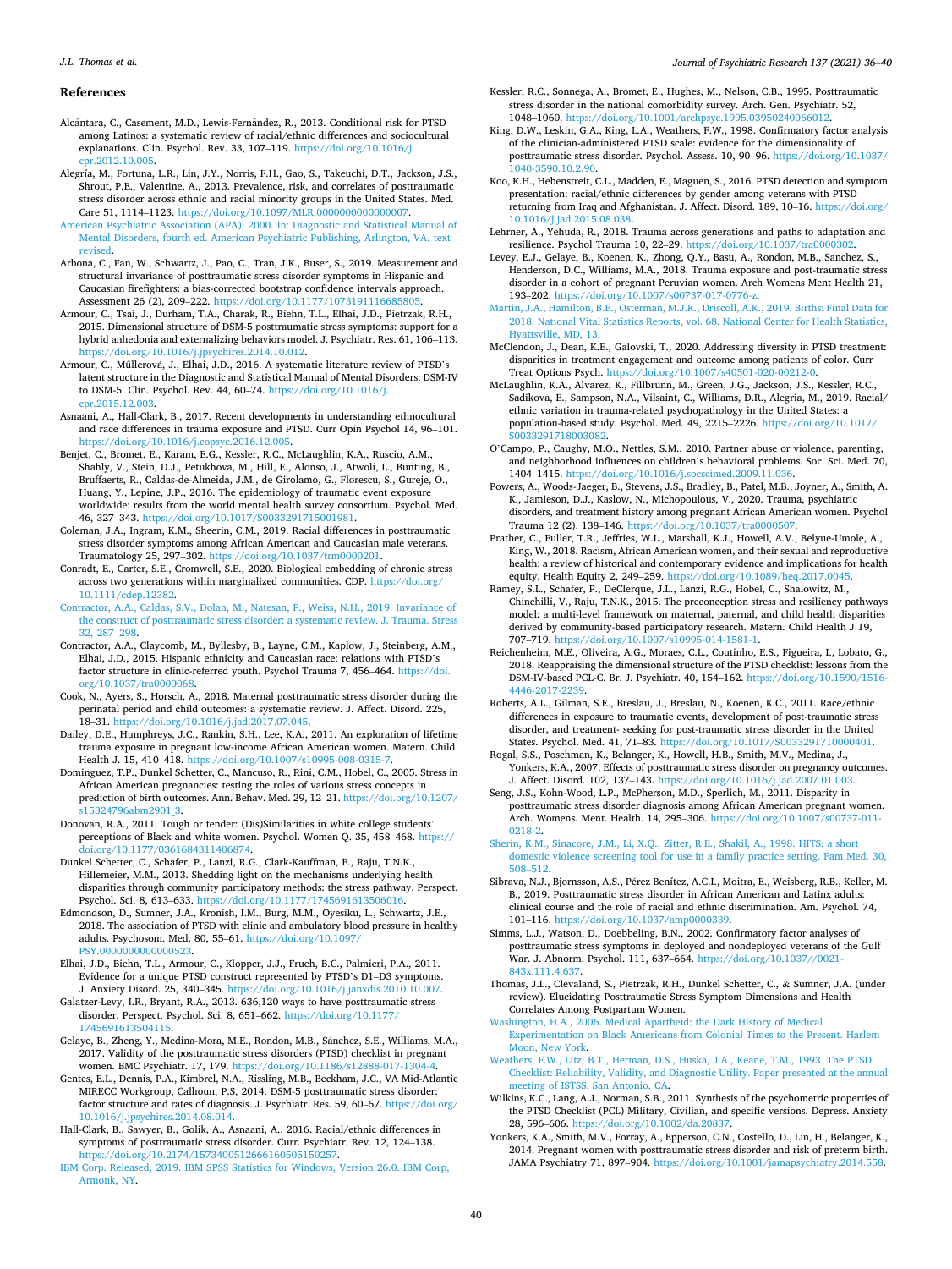## References

Alcántara, C., Casement, M.D., Lewis-Fernández, R., 2013. Conditional risk for PTSD among Latinos: a systematic review of racial/ethnic differences and sociocultural explanations. Clin. Psychol. Rev. 33, 107–119. https://doi.org/10.1016/j.cpr.2012.10.005.

Alegría, M., Fortuna, L.R., Lin, J.Y., Norris, F.H., Gao, S., Takeuchi, D.T., Jackson, J.S., Shrout, P.E., Valentine, A., 2013. Prevalence, risk, and correlates of posttraumatic stress disorder across ethnic and racial minority groups in the United States. Med. Care 51, 1114–1123. https://doi.org/10.1097/MLR.0000000000000007.

American Psychiatric Association (APA), 2000. In: Diagnostic and Statistical Manual of Mental Disorders, fourth ed. American Psychiatric Publishing, Arlington, VA. text revised.

Arbona, C., Fan, W., Schwartz, J., Pao, C., Tran, J.K., Buser, S., 2019. Measurement and structural invariance of posttraumatic stress disorder symptoms in Hispanic and Caucasian firefighters: a bias-corrected bootstrap confidence intervals approach. Assessment 26 (2), 209–222. https://doi.org/10.1177/1073191116685805.

Armour, C., Tsai, J., Durham, T.A., Charak, R., Biehn, T.L., Elhai, J.D., Pietrzak, R.H., 2015. Dimensional structure of DSM-5 posttraumatic stress symptoms: support for a hybrid anhedonia and externalizing behaviors model. J. Psychiatr. Res. 61, 106–113. https://doi.org/10.1016/j.jpsychires.2014.10.012.

Armour, C., Műllerová, J., Elhai, J.D., 2016. A systematic literature review of PTSD's latent structure in the Diagnostic and Statistical Manual of Mental Disorders: DSM-IV to DSM-5. Clin. Psychol. Rev. 44, 60–74. https://doi.org/10.1016/j.cpr.2015.12.003.

Asnaani, A., Hall-Clark, B., 2017. Recent developments in understanding ethnocultural and race differences in trauma exposure and PTSD. Curr Opin Psychol 14, 96–101. https://doi.org/10.1016/j.copsyc.2016.12.005.

Benjet, C., Bromet, E., Karam, E.G., Kessler, R.C., McLaughlin, K.A., Ruscio, A.M., Shahly, V., Stein, D.J., Petukhova, M., Hill, E., Alonso, J., Atwoli, L., Bunting, B., Bruffaerts, R., Caldas-de-Almeida, J.M., de Girolamo, G., Florescu, S., Gureje, O., Huang, Y., Lepine, J.P., 2016. The epidemiology of traumatic event exposure worldwide: results from the world mental health survey consortium. Psychol. Med. 46, 327–343. https://doi.org/10.1017/S0033291715001981.

Coleman, J.A., Ingram, K.M., Sheerin, C.M., 2019. Racial differences in posttraumatic stress disorder symptoms among African American and Caucasian male veterans. Traumatology 25, 297–302. https://doi.org/10.1037/trm0000201.

Conradt, E., Carter, S.E., Cromwell, S.E., 2020. Biological embedding of chronic stress across two generations within marginalized communities. CDP. https://doi.org/10.1111/cdep.12382.

Contractor, A.A., Caldas, S.V., Dolan, M., Natesan, P., Weiss, N.H., 2019. Invariance of the construct of posttraumatic stress disorder: a systematic review. J. Trauma. Stress 32, 287–298.

Contractor, A.A., Claycomb, M., Byllesby, B., Layne, C.M., Kaplow, J., Steinberg, A.M., Elhai, J.D., 2015. Hispanic ethnicity and Caucasian race: relations with PTSD's factor structure in clinic-referred youth. Psychol Trauma 7, 456–464. https://doi.org/10.1037/tra0000068.

Cook, N., Ayers, S., Horsch, A., 2018. Maternal posttraumatic stress disorder during the perinatal period and child outcomes: a systematic review. J. Affect. Disord. 225, 18–31. https://doi.org/10.1016/j.jad.2017.07.045.

Dailey, D.E., Humphreys, J.C., Rankin, S.H., Lee, K.A., 2011. An exploration of lifetime trauma exposure in pregnant low-income African American women. Matern. Child Health J. 15, 410–418. https://doi.org/10.1007/s10995-008-0315-7.

Dominguez, T.P., Dunkel Schetter, C., Mancuso, R., Rini, C.M., Hobel, C., 2005. Stress in African American pregnancies: testing the roles of various stress concepts in prediction of birth outcomes. Ann. Behav. Med. 29, 12–21. https://doi.org/10.1207/s15324796abm2901_3.

Donovan, R.A., 2011. Tough or tender: (Dis)Similarities in white college students' perceptions of Black and white women. Psychol. Women Q. 35, 458–468. https://doi.org/10.1177/0361684311406874.

Dunkel Schetter, C., Schafer, P., Lanzi, R.G., Clark-Kauffman, E., Raju, T.N.K., Hillemeier, M.M., 2013. Shedding light on the mechanisms underlying health disparities through community participatory methods: the stress pathway. Perspect. Psychol. Sci. 8, 613–633. https://doi.org/10.1177/1745691613506016.

Edmondson, D., Sumner, J.A., Kronish, I.M., Burg, M.M., Oyesiku, L., Schwartz, J.E., 2018. The association of PTSD with clinic and ambulatory blood pressure in healthy adults. Psychosom. Med. 80, 55–61. https://doi.org/10.1097/PSY.0000000000000523.

Elhai, J.D., Biehn, T.L., Armour, C., Klopper, J.J., Frueh, B.C., Palmieri, P.A., 2011. Evidence for a unique PTSD construct represented by PTSD's D1–D3 symptoms. J. Anxiety Disord. 25, 340–345. https://doi.org/10.1016/j.janxdis.2010.10.007.

Galatzer-Levy, I.R., Bryant, R.A., 2013. 636,120 ways to have posttraumatic stress disorder. Perspect. Psychol. Sci. 8, 651–662. https://doi.org/10.1177/1745691613504115.

Gelaye, B., Zheng, Y., Medina-Mora, M.E., Rondon, M.B., Sánchez, S.E., Williams, M.A., 2017. Validity of the posttraumatic stress disorders (PTSD) checklist in pregnant women. BMC Psychiatr. 17, 179. https://doi.org/10.1186/s12888-017-1304-4.

Gentes, E.L., Dennis, P.A., Kimbrel, N.A., Rissling, M.B., Beckham, J.C., VA Mid-Atlantic MIRECC Workgroup, Calhoun, P.S, 2014. DSM-5 posttraumatic stress disorder: factor structure and rates of diagnosis. J. Psychiatr. Res. 59, 60–67. https://doi.org/10.1016/j.jpsychires.2014.08.014.

Hall-Clark, B., Sawyer, B., Golik, A., Asnaani, A., 2016. Racial/ethnic differences in symptoms of posttraumatic stress disorder. Curr. Psychiatr. Rev. 12, 124–138. https://doi.org/10.2174/1573400512666160505150257.

IBM Corp. Released, 2019. IBM SPSS Statistics for Windows, Version 26.0. IBM Corp, Armonk, NY.

Kessler, R.C., Sonnega, A., Bromet, E., Hughes, M., Nelson, C.B., 1995. Posttraumatic stress disorder in the national comorbidity survey. Arch. Gen. Psychiatr. 52, 1048–1060. https://doi.org/10.1001/archpsyc.1995.03950240066012.

King, D.W., Leskin, G.A., King, L.A., Weathers, F.W., 1998. Confirmatory factor analysis of the clinician-administered PTSD scale: evidence for the dimensionality of posttraumatic stress disorder. Psychol. Assess. 10, 90–96. https://doi.org/10.1037/1040-3590.10.2.90.

Koo, K.H., Hebenstreit, C.L., Madden, E., Maguen, S., 2016. PTSD detection and symptom presentation: racial/ethnic differences by gender among veterans with PTSD returning from Iraq and Afghanistan. J. Affect. Disord. 189, 10–16. https://doi.org/10.1016/j.jad.2015.08.038.

Lehrner, A., Yehuda, R., 2018. Trauma across generations and paths to adaptation and resilience. Psychol Trauma 10, 22–29. https://doi.org/10.1037/tra0000302.

Levey, E.J., Gelaye, B., Koenen, K., Zhong, Q.Y., Basu, A., Rondon, M.B., Sanchez, S., Henderson, D.C., Williams, M.A., 2018. Trauma exposure and post-traumatic stress disorder in a cohort of pregnant Peruvian women. Arch Womens Ment Health 21, 193–202. https://doi.org/10.1007/s00737-017-0776-z.

Martin, J.A., Hamilton, B.E., Osterman, M.J.K., Driscoll, A.K., 2019. Births: Final Data for 2018. National Vital Statistics Reports, vol. 68. National Center for Health Statistics, Hyattsville, MD, 13.

McClendon, J., Dean, K.E., Galovski, T., 2020. Addressing diversity in PTSD treatment: disparities in treatment engagement and outcome among patients of color. Curr Treat Options Psych. https://doi.org/10.1007/s40501-020-00212-0.

McLaughlin, K.A., Alvarez, K., Fillbrunn, M., Green, J.G., Jackson, J.S., Kessler, R.C., Sadikova, E., Sampson, N.A., Vilsaint, C., Williams, D.R., Alegria, M., 2019. Racial/ethnic variation in trauma-related psychopathology in the United States: a population-based study. Psychol. Med. 49, 2215–2226. https://doi.org/10.1017/S0033291718003082.

O'Campo, P., Caughy, M.O., Nettles, S.M., 2010. Partner abuse or violence, parenting, and neighborhood influences on children's behavioral problems. Soc. Sci. Med. 70, 1404–1415. https://doi.org/10.1016/j.socscimed.2009.11.036.

Powers, A., Woods-Jaeger, B., Stevens, J.S., Bradley, B., Patel, M.B., Joyner, A., Smith, A. K., Jamieson, D.J., Kaslow, N., Michopoulous, V., 2020. Trauma, psychiatric disorders, and treatment history among pregnant African American women. Psychol Trauma 12 (2), 138–146. https://doi.org/10.1037/tra0000507.

Prather, C., Fuller, T.R., Jeffries, W.L., Marshall, K.J., Howell, A.V., Belyue-Umole, A., King, W., 2018. Racism, African American women, and their sexual and reproductive health: a review of historical and contemporary evidence and implications for health equity. Health Equity 2, 249–259. https://doi.org/10.1089/heq.2017.0045.

Ramey, S.L., Schafer, P., DeClerque, J.L., Lanzi, R.G., Hobel, C., Shalowitz, M., Chinchilli, V., Raju, T.N.K., 2015. The preconception stress and resiliency pathways model: a multi-level framework on maternal, paternal, and child health disparities derived by community-based participatory research. Matern. Child Health J 19, 707–719. https://doi.org/10.1007/s10995-014-1581-1.

Reichenheim, M.E., Oliveira, A.G., Moraes, C.L., Coutinho, E.S., Figueira, I., Lobato, G., 2018. Reappraising the dimensional structure of the PTSD checklist: lessons from the DSM-IV-based PCL-C. Br. J. Psychiatr. 40, 154–162. https://doi.org/10.1590/1516-4446-2017-2239.

Roberts, A.L., Gilman, S.E., Breslau, J., Breslau, N., Koenen, K.C., 2011. Race/ethnic differences in exposure to traumatic events, development of post-traumatic stress disorder, and treatment- seeking for post-traumatic stress disorder in the United States. Psychol. Med. 41, 71–83. https://doi.org/10.1017/S0033291710000401.

Rogal, S.S., Poschman, K., Belanger, K., Howell, H.B., Smith, M.V., Medina, J., Yonkers, K.A., 2007. Effects of posttraumatic stress disorder on pregnancy outcomes. J. Affect. Disord. 102, 137–143. https://doi.org/10.1016/j.jad.2007.01.003.

Seng, J.S., Kohn-Wood, L.P., McPherson, M.D., Sperlich, M., 2011. Disparity in posttraumatic stress disorder diagnosis among African American pregnant women. Arch. Womens. Ment. Health. 14, 295–306. https://doi.org/10.1007/s00737-011-0218-2.

Sherin, K.M., Sinacore, J.M., Li, X.Q., Zitter, R.E., Shakil, A., 1998. HITS: a short domestic violence screening tool for use in a family practice setting. Fam Med. 30, 508–512.

Sibrava, N.J., Bjornsson, A.S., Pérez Benítez, A.C.I., Moitra, E., Weisberg, R.B., Keller, M. B., 2019. Posttraumatic stress disorder in African American and Latinx adults: clinical course and the role of racial and ethnic discrimination. Am. Psychol. 74, 101–116. https://doi.org/10.1037/amp0000339.

Simms, L.J., Watson, D., Doebbeling, B.N., 2002. Confirmatory factor analyses of posttraumatic stress symptoms in deployed and nondeployed veterans of the Gulf War. J. Abnorm. Psychol. 111, 637–664. https://doi.org/10.1037//0021-843x.111.4.637.

Thomas, J.L., Clevaland, S., Pietrzak, R.H., Dunkel Schetter, C., & Sumner, J.A. (under review). Elucidating Posttraumatic Stress Symptom Dimensions and Health Correlates Among Postpartum Women.

Washington, H.A., 2006. Medical Apartheid: the Dark History of Medical Experimentation on Black Americans from Colonial Times to the Present. Harlem Moon, New York.

Weathers, F.W., Litz, B.T., Herman, D.S., Huska, J.A., Keane, T.M., 1993. The PTSD Checklist: Reliability, Validity, and Diagnostic Utility. Paper presented at the annual meeting of ISTSS, San Antonio, CA.

Wilkins, K.C., Lang, A.J., Norman, S.B., 2011. Synthesis of the psychometric properties of the PTSD Checklist (PCL) Military, Civilian, and specific versions. Depress. Anxiety 28, 596–606. https://doi.org/10.1002/da.20837.

Yonkers, K.A., Smith, M.V., Forray, A., Epperson, C.N., Costello, D., Lin, H., Belanger, K., 2014. Pregnant women with posttraumatic stress disorder and risk of preterm birth. JAMA Psychiatry 71, 897–904. https://doi.org/10.1001/jamapsychiatry.2014.558.